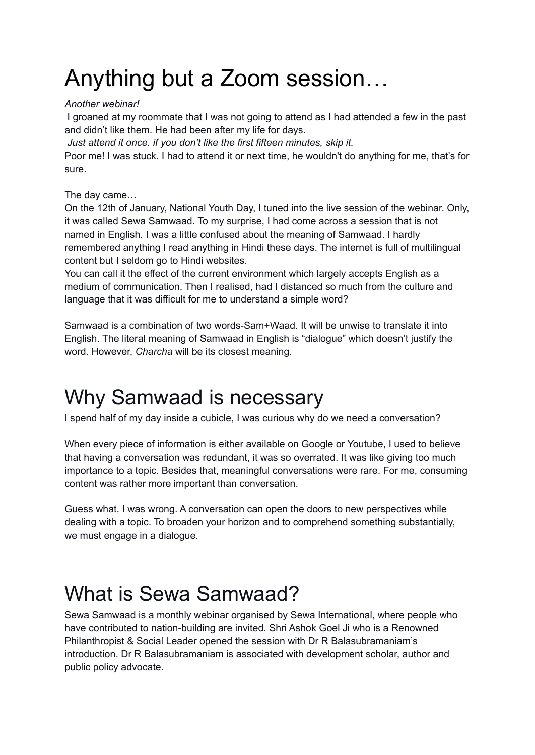# Anything but a Zoom session…

*Another webinar!*

I groaned at my roommate that I was not going to attend as I had attended a few in the past and didn't like them. He had been after my life for days.

*Just attend it once. if you don't like the first fifteen minutes, skip it.*

Poor me! I was stuck. I had to attend it or next time, he wouldn't do anything for me, that's for sure.

The day came…

On the 12th of January, National Youth Day, I tuned into the live session of the webinar. Only, it was called Sewa Samwaad. To my surprise, I had come across a session that is not named in English. I was a little confused about the meaning of Samwaad. I hardly remembered anything I read anything in Hindi these days. The internet is full of multilingual content but I seldom go to Hindi websites.

You can call it the effect of the current environment which largely accepts English as a medium of communication. Then I realised, had I distanced so much from the culture and language that it was difficult for me to understand a simple word?

Samwaad is a combination of two words-Sam+Waad. It will be unwise to translate it into English. The literal meaning of Samwaad in English is "dialogue" which doesn't justify the word. However, *Charcha* will be its closest meaning.

# Why Samwaad is necessary

I spend half of my day inside a cubicle, I was curious why do we need a conversation?

When every piece of information is either available on Google or Youtube, I used to believe that having a conversation was redundant, it was so overrated. It was like giving too much importance to a topic. Besides that, meaningful conversations were rare. For me, consuming content was rather more important than conversation.

Guess what. I was wrong. A conversation can open the doors to new perspectives while dealing with a topic. To broaden your horizon and to comprehend something substantially, we must engage in a dialogue.

# What is Sewa Samwaad?

Sewa Samwaad is a monthly webinar organised by Sewa International, where people who have contributed to nation-building are invited. Shri Ashok Goel Ji who is a Renowned Philanthropist & Social Leader opened the session with Dr R Balasubramaniam's introduction. Dr R Balasubramaniam is associated with development scholar, author and public policy advocate.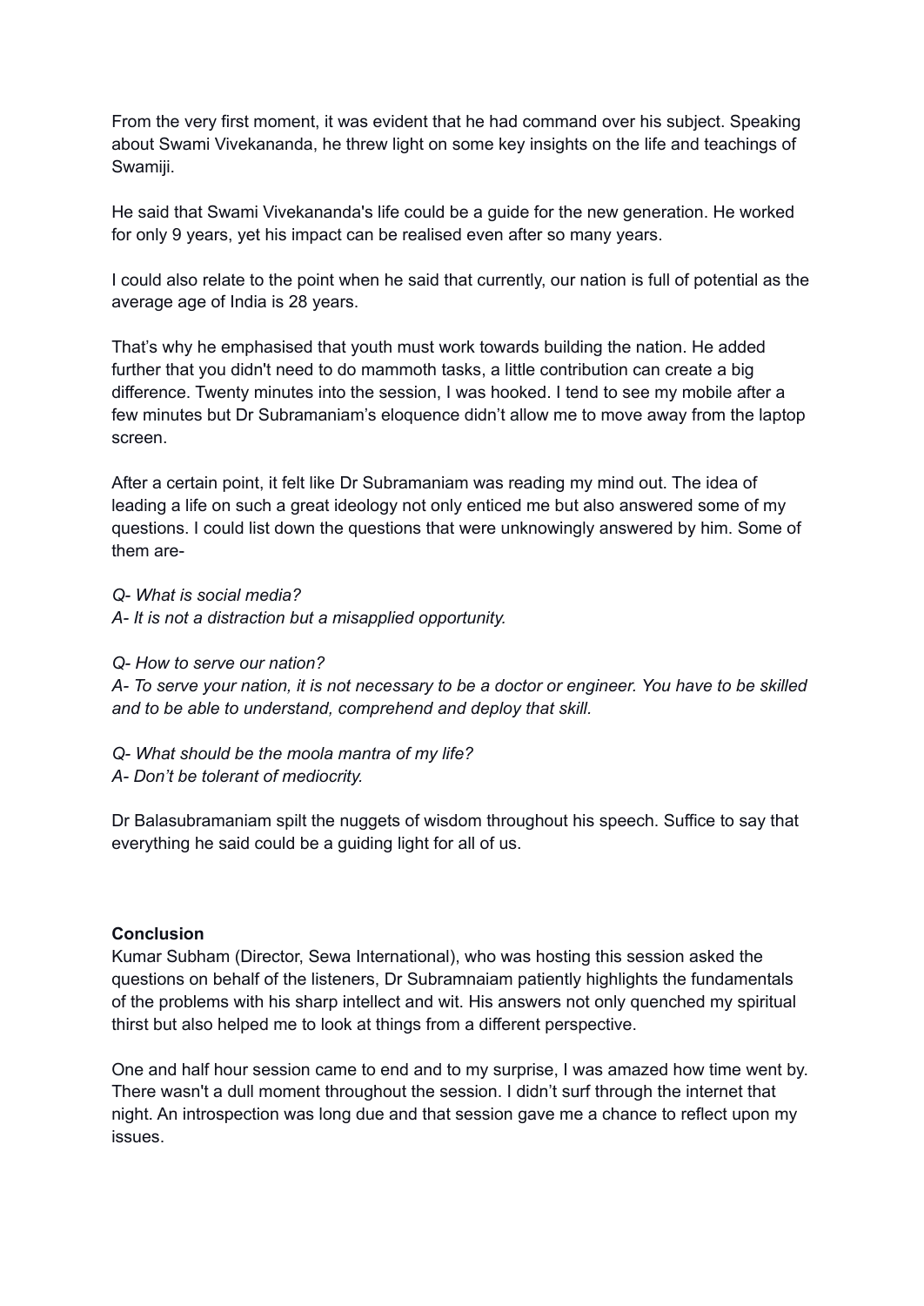From the very first moment, it was evident that he had command over his subject. Speaking about Swami Vivekananda, he threw light on some key insights on the life and teachings of Swamiji.

He said that Swami Vivekananda's life could be a guide for the new generation. He worked for only 9 years, yet his impact can be realised even after so many years.

I could also relate to the point when he said that currently, our nation is full of potential as the average age of India is 28 years.

That's why he emphasised that youth must work towards building the nation. He added further that you didn't need to do mammoth tasks, a little contribution can create a big difference. Twenty minutes into the session, I was hooked. I tend to see my mobile after a few minutes but Dr Subramaniam's eloquence didn't allow me to move away from the laptop screen.

After a certain point, it felt like Dr Subramaniam was reading my mind out. The idea of leading a life on such a great ideology not only enticed me but also answered some of my questions. I could list down the questions that were unknowingly answered by him. Some of them are-

*Q- What is social media?*
*A- It is not a distraction but a misapplied opportunity.*

*Q- How to serve our nation?*
*A- To serve your nation, it is not necessary to be a doctor or engineer. You have to be skilled and to be able to understand, comprehend and deploy that skill.*

*Q- What should be the moola mantra of my life?*
*A- Don't be tolerant of mediocrity.*

Dr Balasubramaniam spilt the nuggets of wisdom throughout his speech. Suffice to say that everything he said could be a guiding light for all of us.

**Conclusion**

Kumar Subham (Director, Sewa International), who was hosting this session asked the questions on behalf of the listeners, Dr Subramnaiam patiently highlights the fundamentals of the problems with his sharp intellect and wit. His answers not only quenched my spiritual thirst but also helped me to look at things from a different perspective.

One and half hour session came to end and to my surprise, I was amazed how time went by. There wasn't a dull moment throughout the session. I didn't surf through the internet that night. An introspection was long due and that session gave me a chance to reflect upon my issues.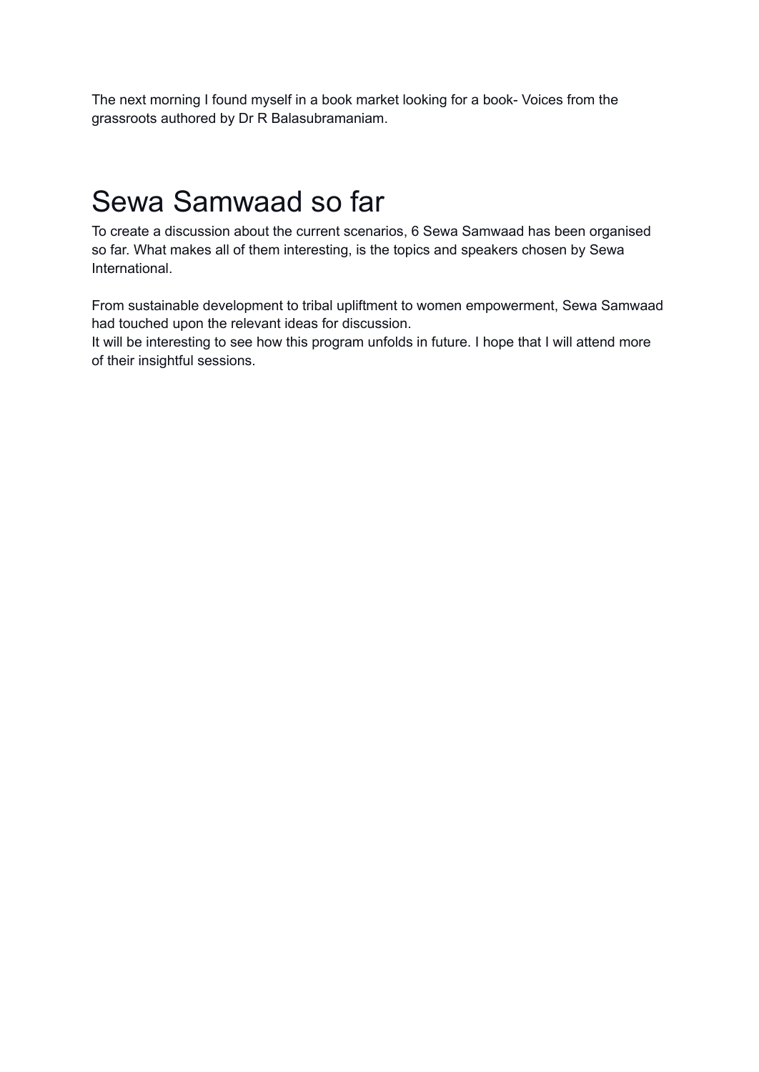The next morning I found myself in a book market looking for a book- Voices from the grassroots authored by Dr R Balasubramaniam.

# Sewa Samwaad so far

To create a discussion about the current scenarios, 6 Sewa Samwaad has been organised so far. What makes all of them interesting, is the topics and speakers chosen by Sewa International.

From sustainable development to tribal upliftment to women empowerment, Sewa Samwaad had touched upon the relevant ideas for discussion.
It will be interesting to see how this program unfolds in future. I hope that I will attend more of their insightful sessions.